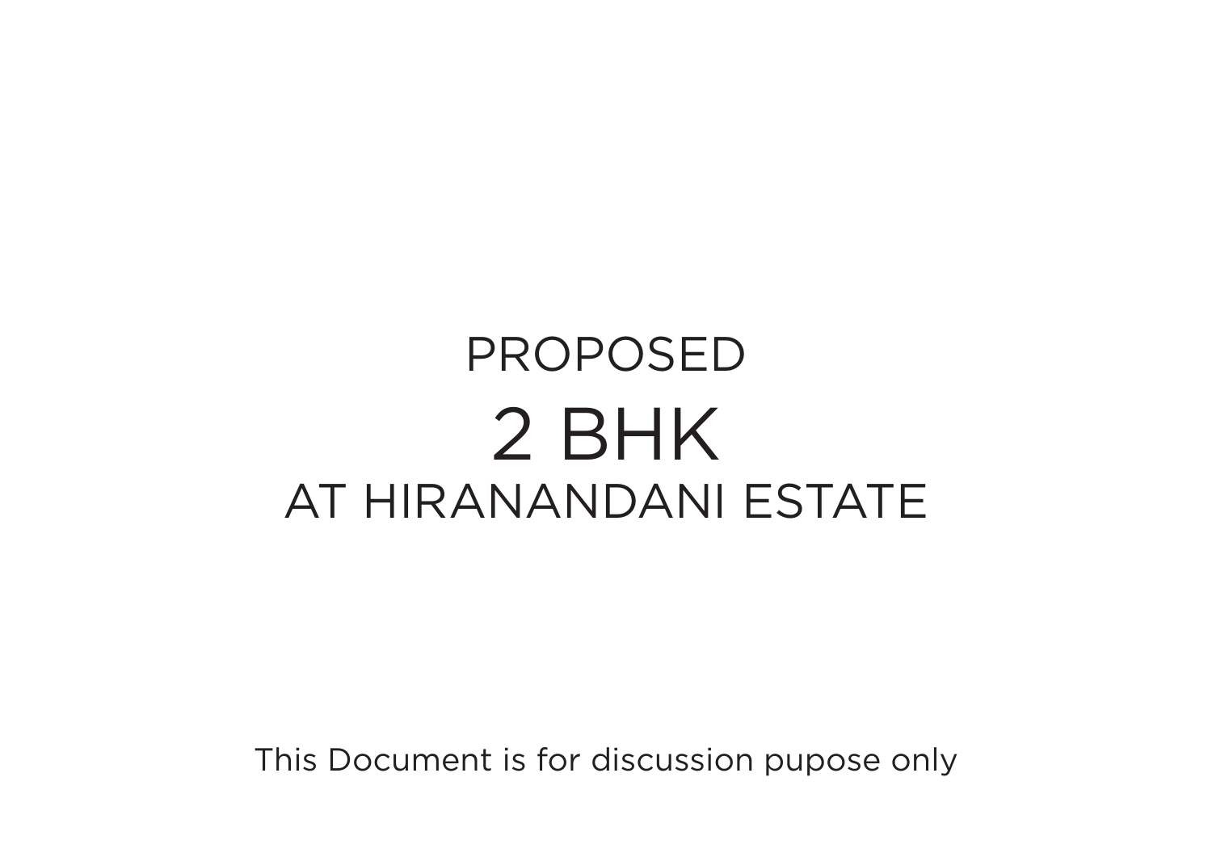# PROPOSED

# 2 BHK

# AT HIRANANDANI ESTATE

This Document is for discussion pupose only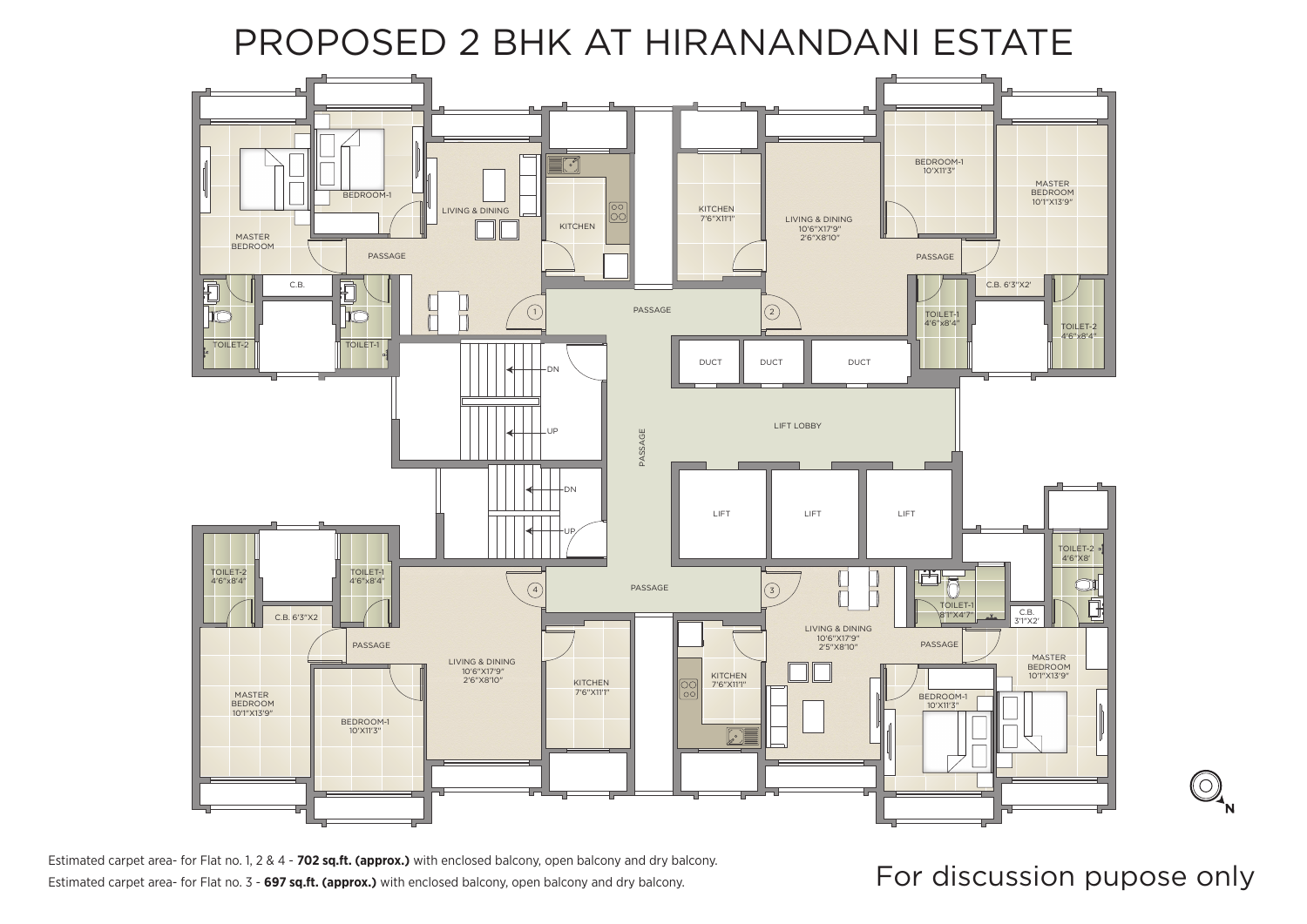# PROPOSED 2 BHK AT HIRANANDANI ESTATE

MASTER BEDROOM

BEDROOM-1

LIVING & DINING

KITCHEN

PASSAGE

C.B.

TOILET-2

TOILET-1

1

PASSAGE

2

KITCHEN 7'6"X11'1"

LIVING & DINING 10'6"X17'9" 2'6"X8'10"

BEDROOM-1 10'X11'3"

MASTER BEDROOM 10'1"X13'9"

PASSAGE

C.B. 6'3"X2'

TOILET-1 4'6"x8'4"

TOILET-2 4'6"x8'4"

DUCT

DUCT

DUCT

DN

UP

PASSAGE

LIFT LOBBY

DN

UP

LIFT

LIFT

LIFT

TOILET-2 4'6"x8'4"

TOILET-1 4'6"x8'4"

C.B. 6'3"X2

PASSAGE

4

PASSAGE

3

MASTER BEDROOM 10'1"X13'9"

BEDROOM-1 10'X11'3"

LIVING & DINING 10'6"X17'9" 2'6"X8'10"

KITCHEN 7'6"X11'1"

KITCHEN 7'6"X11'1"

LIVING & DINING 10'6"X17'9" 2'5"X8'10"

TOILET-1 8'1"X4'7"

C.B. 3'1"X2'

TOILET-2 4'6"X8'

PASSAGE

MASTER BEDROOM 10'1"X13'9"

BEDROOM-1 10'X11'3"

N

Estimated carpet area- for Flat no. 1, 2 & 4 - **702 sq.ft. (approx.)** with enclosed balcony, open balcony and dry balcony.

Estimated carpet area- for Flat no. 3 - **697 sq.ft. (approx.)** with enclosed balcony, open balcony and dry balcony.

For discussion pupose only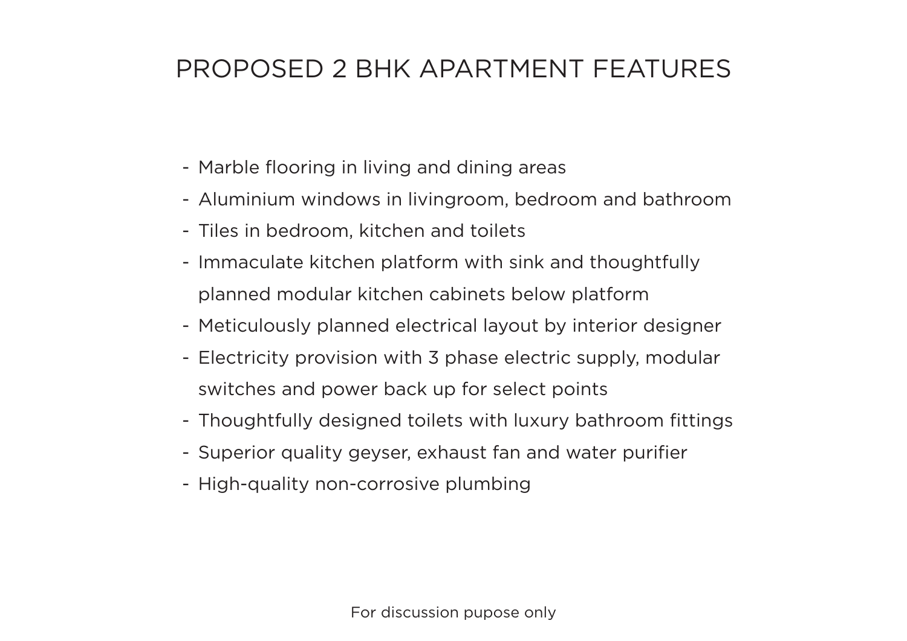# PROPOSED 2 BHK APARTMENT FEATURES

- Marble flooring in living and dining areas
- Aluminium windows in livingroom, bedroom and bathroom
- Tiles in bedroom, kitchen and toilets
- Immaculate kitchen platform with sink and thoughtfully planned modular kitchen cabinets below platform
- Meticulously planned electrical layout by interior designer
- Electricity provision with 3 phase electric supply, modular switches and power back up for select points
- Thoughtfully designed toilets with luxury bathroom fittings
- Superior quality geyser, exhaust fan and water purifier
- High-quality non-corrosive plumbing

For discussion pupose only